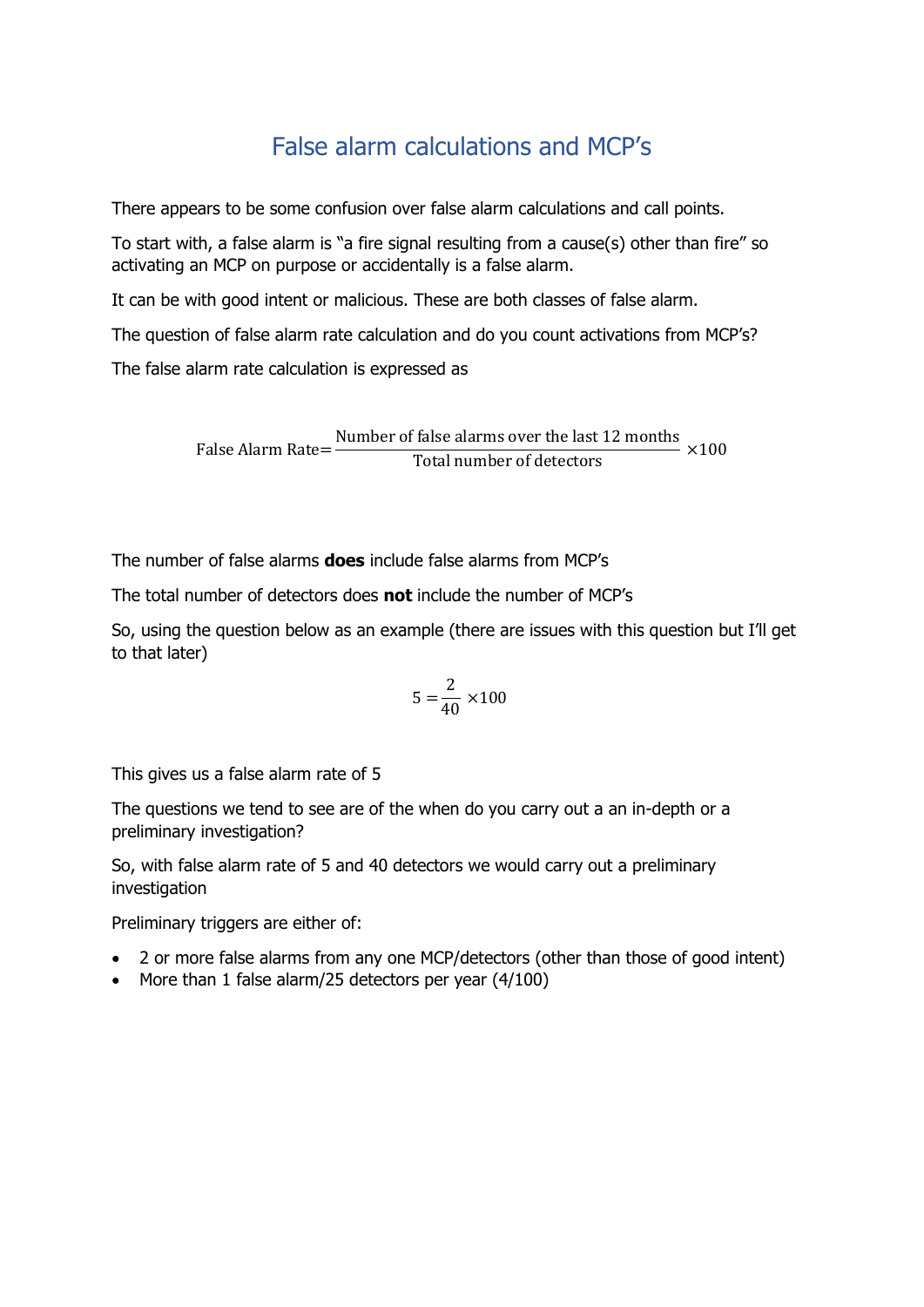# False alarm calculations and MCP's

There appears to be some confusion over false alarm calculations and call points.

To start with, a false alarm is "a fire signal resulting from a cause(s) other than fire" so activating an MCP on purpose or accidentally is a false alarm.

It can be with good intent or malicious. These are both classes of false alarm.

The question of false alarm rate calculation and do you count activations from MCP's?

The false alarm rate calculation is expressed as

$$\text{False Alarm Rate} = \frac{\text{Number of false alarms over the last 12 months}}{\text{Total number of detectors}} \times 100$$

The number of false alarms **does** include false alarms from MCP's

The total number of detectors does **not** include the number of MCP's

So, using the question below as an example (there are issues with this question but I'll get to that later)

$$5 = \frac{2}{40} \times 100$$

This gives us a false alarm rate of 5

The questions we tend to see are of the when do you carry out a an in-depth or a preliminary investigation?

So, with false alarm rate of 5 and 40 detectors we would carry out a preliminary investigation

Preliminary triggers are either of:

- 2 or more false alarms from any one MCP/detectors (other than those of good intent)
- More than 1 false alarm/25 detectors per year (4/100)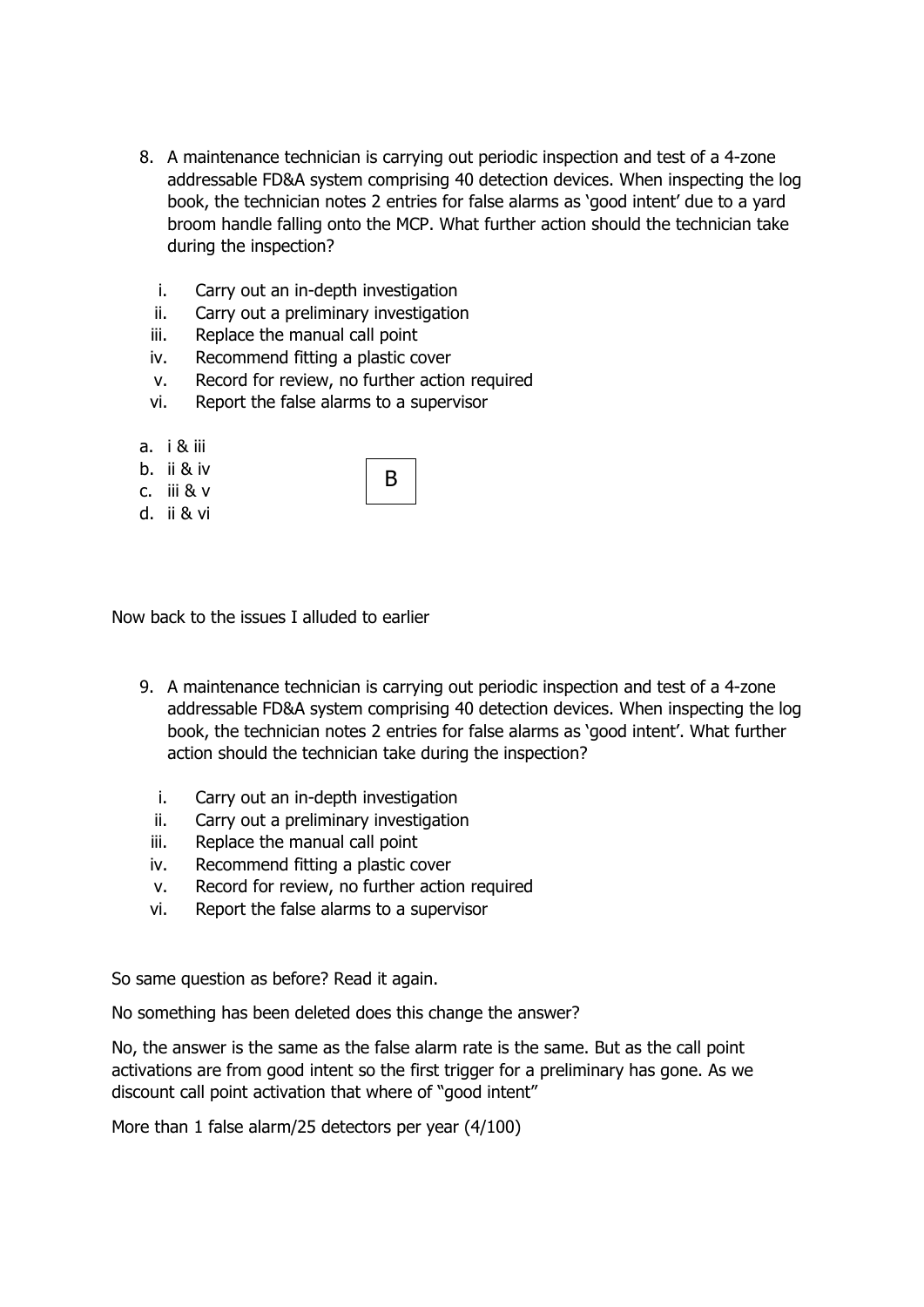8. A maintenance technician is carrying out periodic inspection and test of a 4-zone addressable FD&A system comprising 40 detection devices. When inspecting the log book, the technician notes 2 entries for false alarms as 'good intent' due to a yard broom handle falling onto the MCP. What further action should the technician take during the inspection?

   i. Carry out an in-depth investigation
   ii. Carry out a preliminary investigation
   iii. Replace the manual call point
   iv. Recommend fitting a plastic cover
   v. Record for review, no further action required
   vi. Report the false alarms to a supervisor

a. i & iii
b. ii & iv
c. iii & v
d. ii & vi

B

Now back to the issues I alluded to earlier

9. A maintenance technician is carrying out periodic inspection and test of a 4-zone addressable FD&A system comprising 40 detection devices. When inspecting the log book, the technician notes 2 entries for false alarms as 'good intent'. What further action should the technician take during the inspection?

   i. Carry out an in-depth investigation
   ii. Carry out a preliminary investigation
   iii. Replace the manual call point
   iv. Recommend fitting a plastic cover
   v. Record for review, no further action required
   vi. Report the false alarms to a supervisor

So same question as before? Read it again.

No something has been deleted does this change the answer?

No, the answer is the same as the false alarm rate is the same. But as the call point activations are from good intent so the first trigger for a preliminary has gone. As we discount call point activation that where of "good intent"

More than 1 false alarm/25 detectors per year (4/100)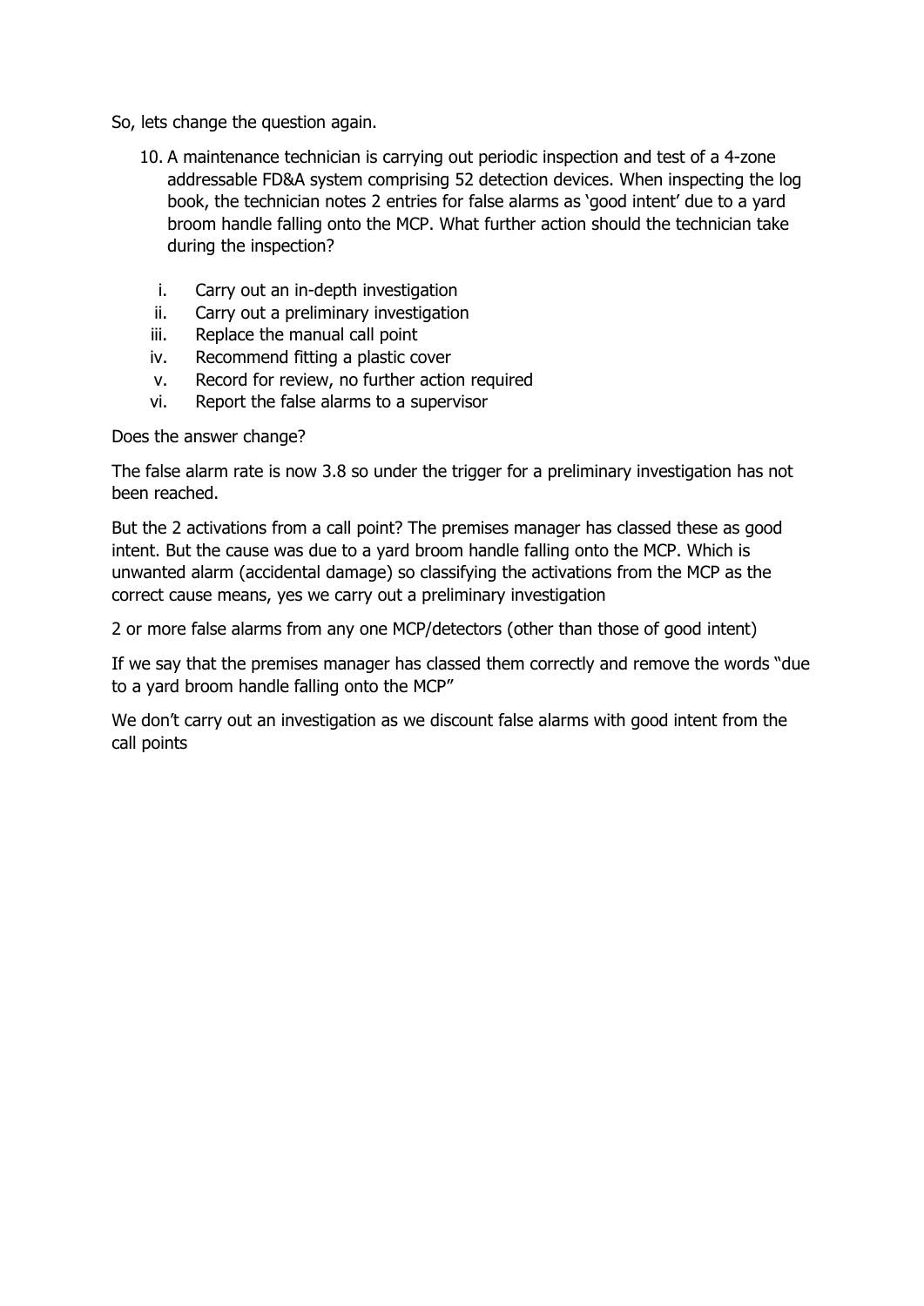So, lets change the question again.

10. A maintenance technician is carrying out periodic inspection and test of a 4-zone addressable FD&A system comprising 52 detection devices. When inspecting the log book, the technician notes 2 entries for false alarms as 'good intent' due to a yard broom handle falling onto the MCP. What further action should the technician take during the inspection?

    i. Carry out an in-depth investigation
    ii. Carry out a preliminary investigation
    iii. Replace the manual call point
    iv. Recommend fitting a plastic cover
    v. Record for review, no further action required
    vi. Report the false alarms to a supervisor

Does the answer change?

The false alarm rate is now 3.8 so under the trigger for a preliminary investigation has not been reached.

But the 2 activations from a call point? The premises manager has classed these as good intent. But the cause was due to a yard broom handle falling onto the MCP. Which is unwanted alarm (accidental damage) so classifying the activations from the MCP as the correct cause means, yes we carry out a preliminary investigation

2 or more false alarms from any one MCP/detectors (other than those of good intent)

If we say that the premises manager has classed them correctly and remove the words "due to a yard broom handle falling onto the MCP"

We don't carry out an investigation as we discount false alarms with good intent from the call points